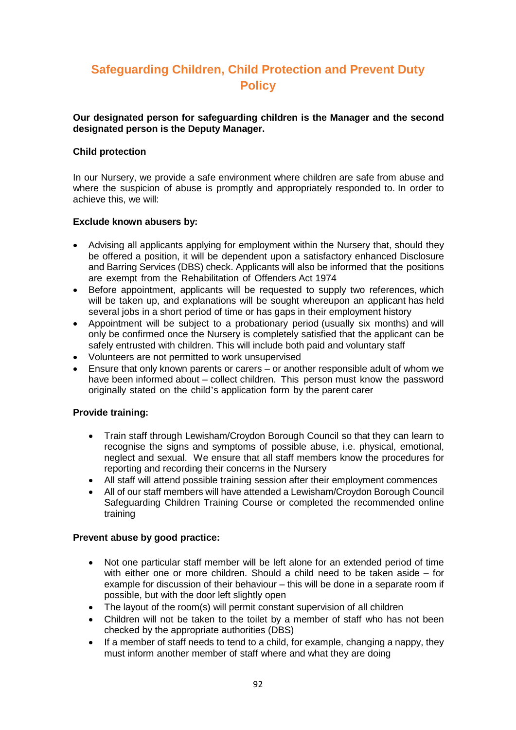# Safeguarding Children, Child Protection and Prevent Duty Policy

**Our designated person for safeguarding children is the Manager and the second designated person is the Deputy Manager.**

**Child protection**

In our Nursery, we provide a safe environment where children are safe from abuse and where the suspicion of abuse is promptly and appropriately responded to. In order to achieve this, we will:

**Exclude known abusers by:**

- Advising all applicants applying for employment within the Nursery that, should they be offered a position, it will be dependent upon a satisfactory enhanced Disclosure and Barring Services (DBS) check. Applicants will also be informed that the positions are exempt from the Rehabilitation of Offenders Act 1974
- Before appointment, applicants will be requested to supply two references, which will be taken up, and explanations will be sought whereupon an applicant has held several jobs in a short period of time or has gaps in their employment history
- Appointment will be subject to a probationary period (usually six months) and will only be confirmed once the Nursery is completely satisfied that the applicant can be safely entrusted with children. This will include both paid and voluntary staff
- Volunteers are not permitted to work unsupervised
- Ensure that only known parents or carers – or another responsible adult of whom we have been informed about – collect children. This person must know the password originally stated on the child's application form by the parent carer

**Provide training:**

- Train staff through Lewisham/Croydon Borough Council so that they can learn to recognise the signs and symptoms of possible abuse, i.e. physical, emotional, neglect and sexual. We ensure that all staff members know the procedures for reporting and recording their concerns in the Nursery
- All staff will attend possible training session after their employment commences
- All of our staff members will have attended a Lewisham/Croydon Borough Council Safeguarding Children Training Course or completed the recommended online training

**Prevent abuse by good practice:**

- Not one particular staff member will be left alone for an extended period of time with either one or more children. Should a child need to be taken aside – for example for discussion of their behaviour – this will be done in a separate room if possible, but with the door left slightly open
- The layout of the room(s) will permit constant supervision of all children
- Children will not be taken to the toilet by a member of staff who has not been checked by the appropriate authorities (DBS)
- If a member of staff needs to tend to a child, for example, changing a nappy, they must inform another member of staff where and what they are doing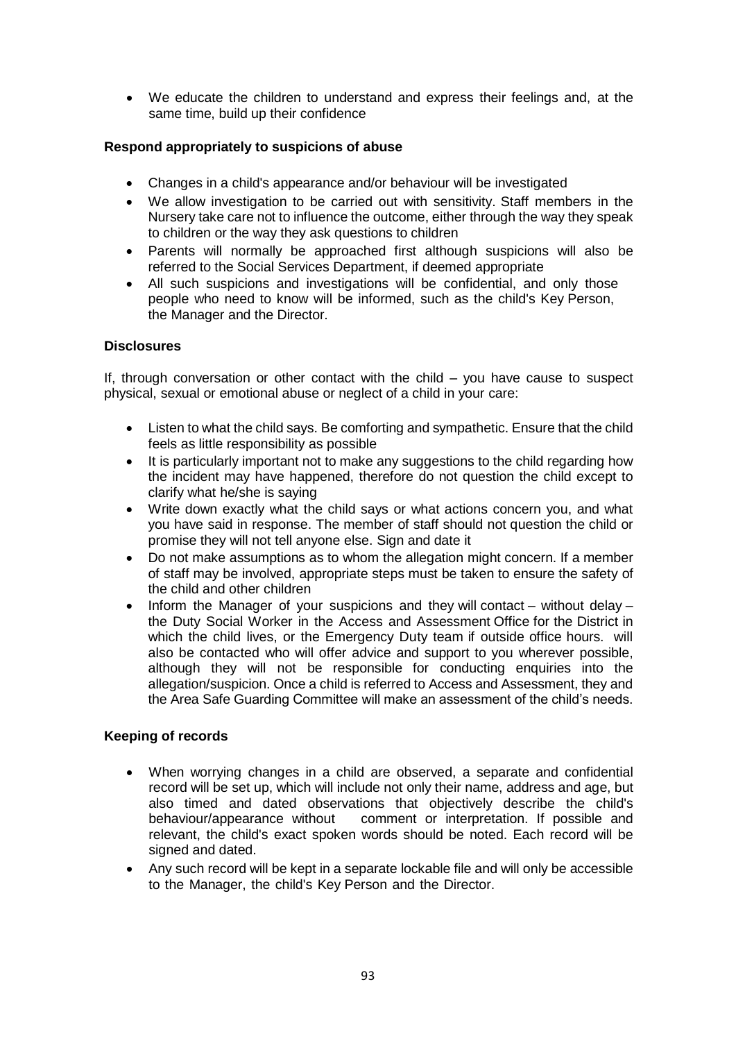- We educate the children to understand and express their feelings and, at the same time, build up their confidence

**Respond appropriately to suspicions of abuse**

- Changes in a child's appearance and/or behaviour will be investigated
- We allow investigation to be carried out with sensitivity. Staff members in the Nursery take care not to influence the outcome, either through the way they speak to children or the way they ask questions to children
- Parents will normally be approached first although suspicions will also be referred to the Social Services Department, if deemed appropriate
- All such suspicions and investigations will be confidential, and only those people who need to know will be informed, such as the child's Key Person, the Manager and the Director.

**Disclosures**

If, through conversation or other contact with the child – you have cause to suspect physical, sexual or emotional abuse or neglect of a child in your care:

- Listen to what the child says. Be comforting and sympathetic. Ensure that the child feels as little responsibility as possible
- It is particularly important not to make any suggestions to the child regarding how the incident may have happened, therefore do not question the child except to clarify what he/she is saying
- Write down exactly what the child says or what actions concern you, and what you have said in response. The member of staff should not question the child or promise they will not tell anyone else. Sign and date it
- Do not make assumptions as to whom the allegation might concern. If a member of staff may be involved, appropriate steps must be taken to ensure the safety of the child and other children
- Inform the Manager of your suspicions and they will contact – without delay – the Duty Social Worker in the Access and Assessment Office for the District in which the child lives, or the Emergency Duty team if outside office hours. will also be contacted who will offer advice and support to you wherever possible, although they will not be responsible for conducting enquiries into the allegation/suspicion. Once a child is referred to Access and Assessment, they and the Area Safe Guarding Committee will make an assessment of the child's needs.

**Keeping of records**

- When worrying changes in a child are observed, a separate and confidential record will be set up, which will include not only their name, address and age, but also timed and dated observations that objectively describe the child's behaviour/appearance without comment or interpretation. If possible and relevant, the child's exact spoken words should be noted. Each record will be signed and dated.
- Any such record will be kept in a separate lockable file and will only be accessible to the Manager, the child's Key Person and the Director.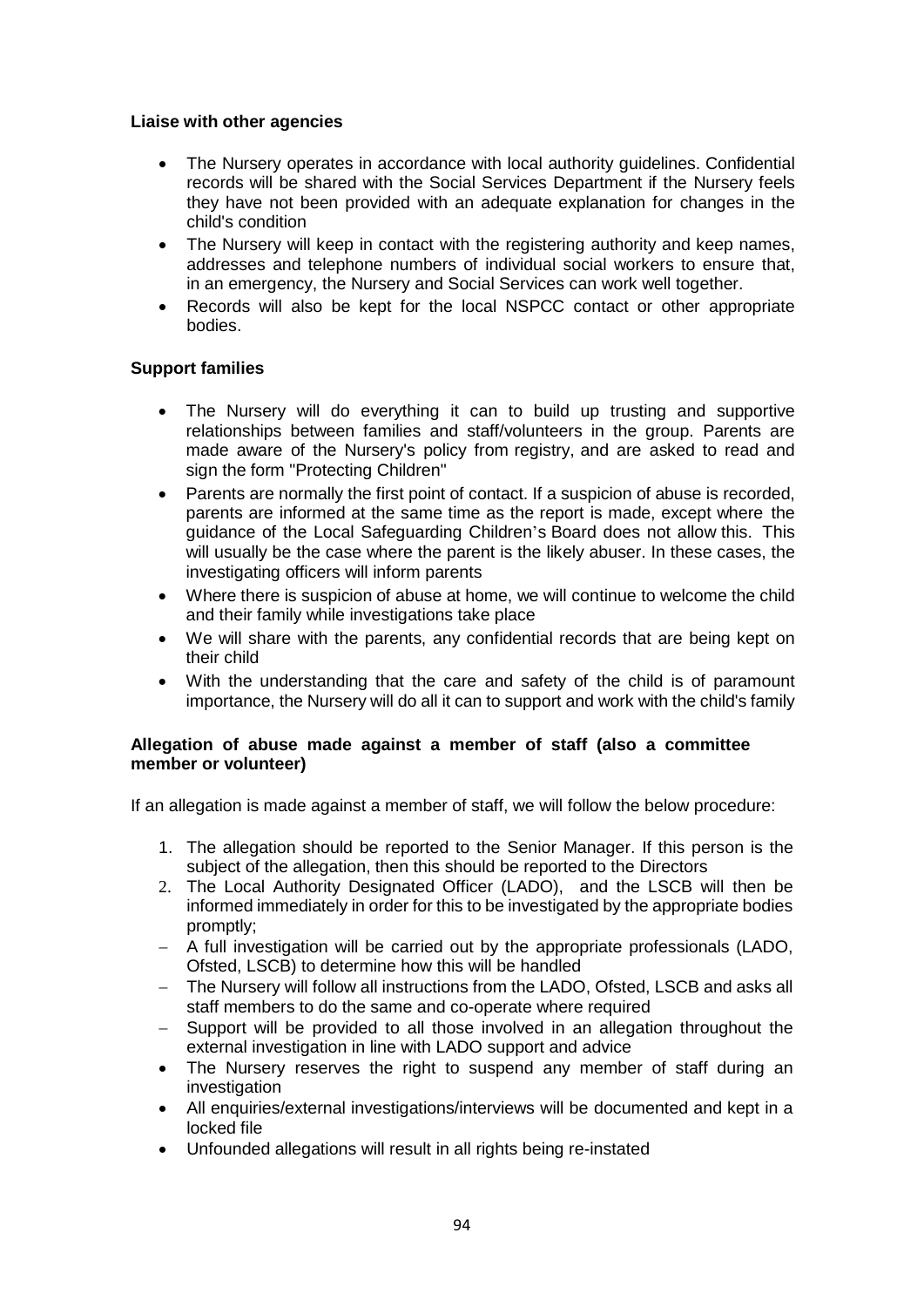**Liaise with other agencies**

- The Nursery operates in accordance with local authority guidelines. Confidential records will be shared with the Social Services Department if the Nursery feels they have not been provided with an adequate explanation for changes in the child's condition
- The Nursery will keep in contact with the registering authority and keep names, addresses and telephone numbers of individual social workers to ensure that, in an emergency, the Nursery and Social Services can work well together.
- Records will also be kept for the local NSPCC contact or other appropriate bodies.

**Support families**

- The Nursery will do everything it can to build up trusting and supportive relationships between families and staff/volunteers in the group. Parents are made aware of the Nursery's policy from registry, and are asked to read and sign the form "Protecting Children"
- Parents are normally the first point of contact. If a suspicion of abuse is recorded, parents are informed at the same time as the report is made, except where the guidance of the Local Safeguarding Children's Board does not allow this. This will usually be the case where the parent is the likely abuser. In these cases, the investigating officers will inform parents
- Where there is suspicion of abuse at home, we will continue to welcome the child and their family while investigations take place
- We will share with the parents, any confidential records that are being kept on their child
- With the understanding that the care and safety of the child is of paramount importance, the Nursery will do all it can to support and work with the child's family

**Allegation of abuse made against a member of staff (also a committee member or volunteer)**

If an allegation is made against a member of staff, we will follow the below procedure:

1. The allegation should be reported to the Senior Manager. If this person is the subject of the allegation, then this should be reported to the Directors
2. The Local Authority Designated Officer (LADO), and the LSCB will then be informed immediately in order for this to be investigated by the appropriate bodies promptly;

- A full investigation will be carried out by the appropriate professionals (LADO, Ofsted, LSCB) to determine how this will be handled
- The Nursery will follow all instructions from the LADO, Ofsted, LSCB and asks all staff members to do the same and co-operate where required
- Support will be provided to all those involved in an allegation throughout the external investigation in line with LADO support and advice

- The Nursery reserves the right to suspend any member of staff during an investigation
- All enquiries/external investigations/interviews will be documented and kept in a locked file
- Unfounded allegations will result in all rights being re-instated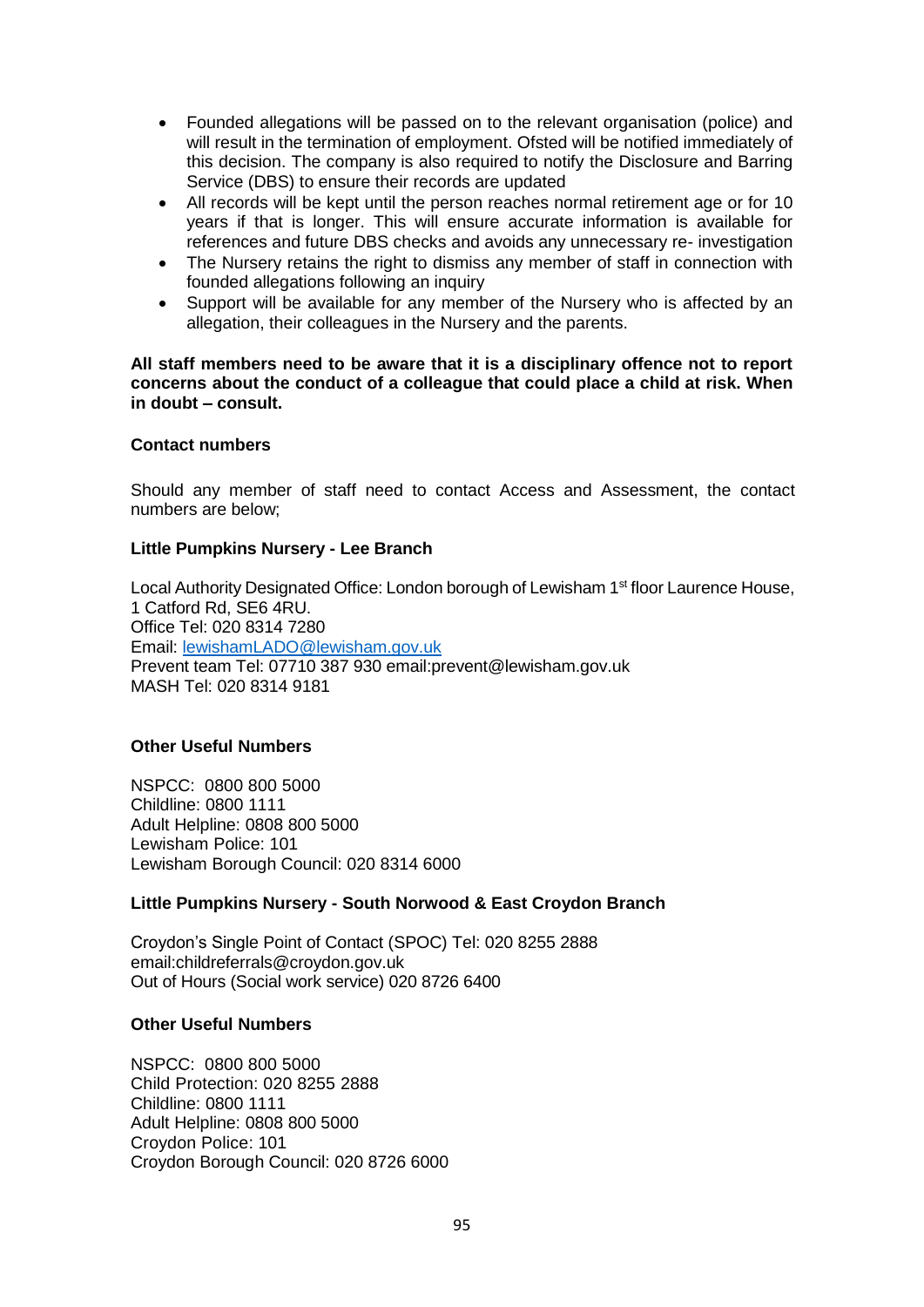- Founded allegations will be passed on to the relevant organisation (police) and will result in the termination of employment. Ofsted will be notified immediately of this decision. The company is also required to notify the Disclosure and Barring Service (DBS) to ensure their records are updated
- All records will be kept until the person reaches normal retirement age or for 10 years if that is longer. This will ensure accurate information is available for references and future DBS checks and avoids any unnecessary re- investigation
- The Nursery retains the right to dismiss any member of staff in connection with founded allegations following an inquiry
- Support will be available for any member of the Nursery who is affected by an allegation, their colleagues in the Nursery and the parents.

**All staff members need to be aware that it is a disciplinary offence not to report concerns about the conduct of a colleague that could place a child at risk. When in doubt – consult.**

**Contact numbers**

Should any member of staff need to contact Access and Assessment, the contact numbers are below;

**Little Pumpkins Nursery - Lee Branch**

Local Authority Designated Office: London borough of Lewisham 1st floor Laurence House, 1 Catford Rd, SE6 4RU.
Office Tel: 020 8314 7280
Email: lewishamLADO@lewisham.gov.uk
Prevent team Tel: 07710 387 930 email:prevent@lewisham.gov.uk
MASH Tel: 020 8314 9181

**Other Useful Numbers**

NSPCC: 0800 800 5000
Childline: 0800 1111
Adult Helpline: 0808 800 5000
Lewisham Police: 101
Lewisham Borough Council: 020 8314 6000

**Little Pumpkins Nursery - South Norwood & East Croydon Branch**

Croydon's Single Point of Contact (SPOC) Tel: 020 8255 2888
email:childreferrals@croydon.gov.uk
Out of Hours (Social work service) 020 8726 6400

**Other Useful Numbers**

NSPCC: 0800 800 5000
Child Protection: 020 8255 2888
Childline: 0800 1111
Adult Helpline: 0808 800 5000
Croydon Police: 101
Croydon Borough Council: 020 8726 6000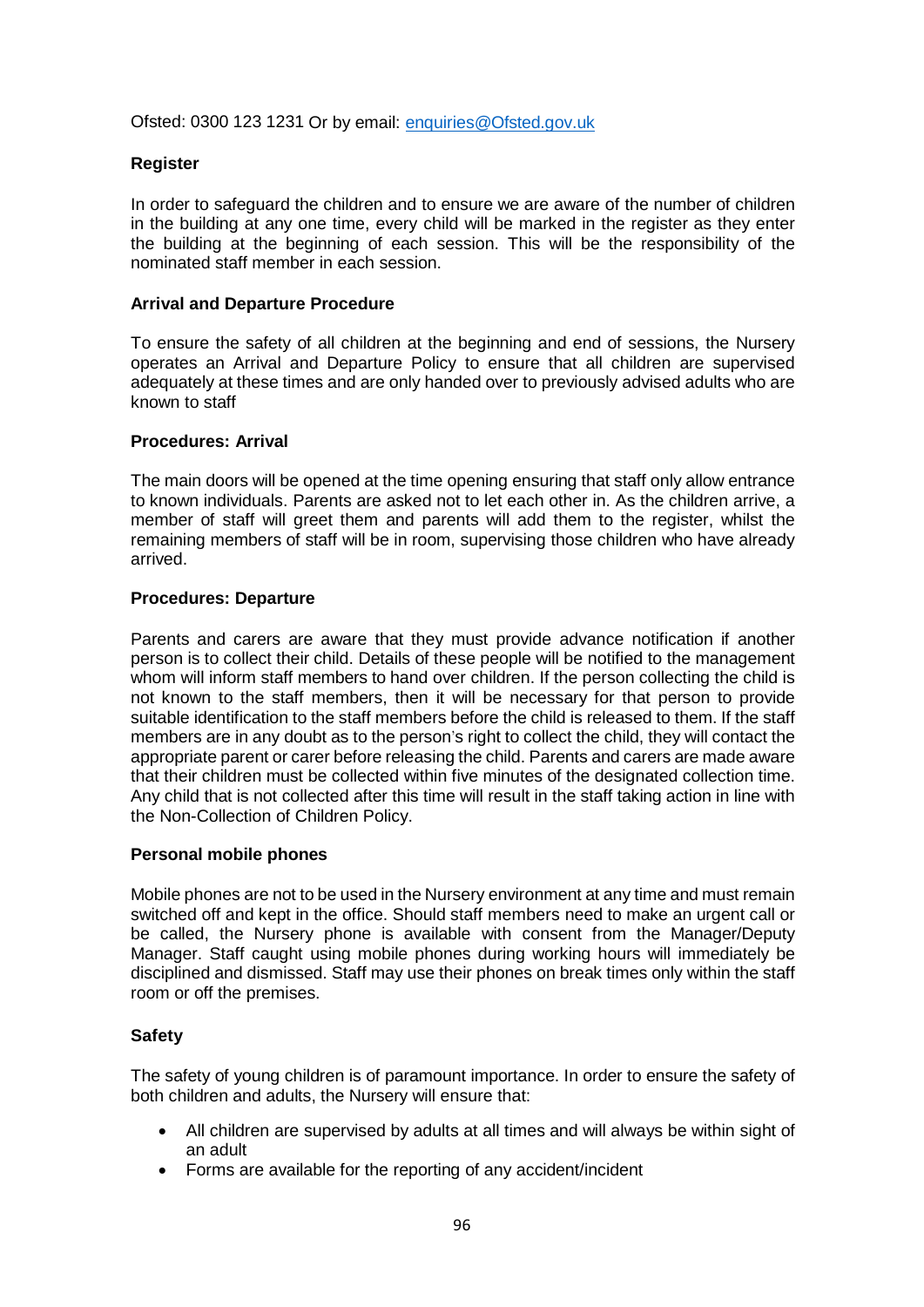Ofsted: 0300 123 1231 Or by email: enquiries@Ofsted.gov.uk

**Register**

In order to safeguard the children and to ensure we are aware of the number of children in the building at any one time, every child will be marked in the register as they enter the building at the beginning of each session. This will be the responsibility of the nominated staff member in each session.

**Arrival and Departure Procedure**

To ensure the safety of all children at the beginning and end of sessions, the Nursery operates an Arrival and Departure Policy to ensure that all children are supervised adequately at these times and are only handed over to previously advised adults who are known to staff

**Procedures: Arrival**

The main doors will be opened at the time opening ensuring that staff only allow entrance to known individuals. Parents are asked not to let each other in. As the children arrive, a member of staff will greet them and parents will add them to the register, whilst the remaining members of staff will be in room, supervising those children who have already arrived.

**Procedures: Departure**

Parents and carers are aware that they must provide advance notification if another person is to collect their child. Details of these people will be notified to the management whom will inform staff members to hand over children. If the person collecting the child is not known to the staff members, then it will be necessary for that person to provide suitable identification to the staff members before the child is released to them. If the staff members are in any doubt as to the person's right to collect the child, they will contact the appropriate parent or carer before releasing the child. Parents and carers are made aware that their children must be collected within five minutes of the designated collection time. Any child that is not collected after this time will result in the staff taking action in line with the Non-Collection of Children Policy.

**Personal mobile phones**

Mobile phones are not to be used in the Nursery environment at any time and must remain switched off and kept in the office. Should staff members need to make an urgent call or be called, the Nursery phone is available with consent from the Manager/Deputy Manager. Staff caught using mobile phones during working hours will immediately be disciplined and dismissed. Staff may use their phones on break times only within the staff room or off the premises.

**Safety**

The safety of young children is of paramount importance. In order to ensure the safety of both children and adults, the Nursery will ensure that:

- All children are supervised by adults at all times and will always be within sight of an adult
- Forms are available for the reporting of any accident/incident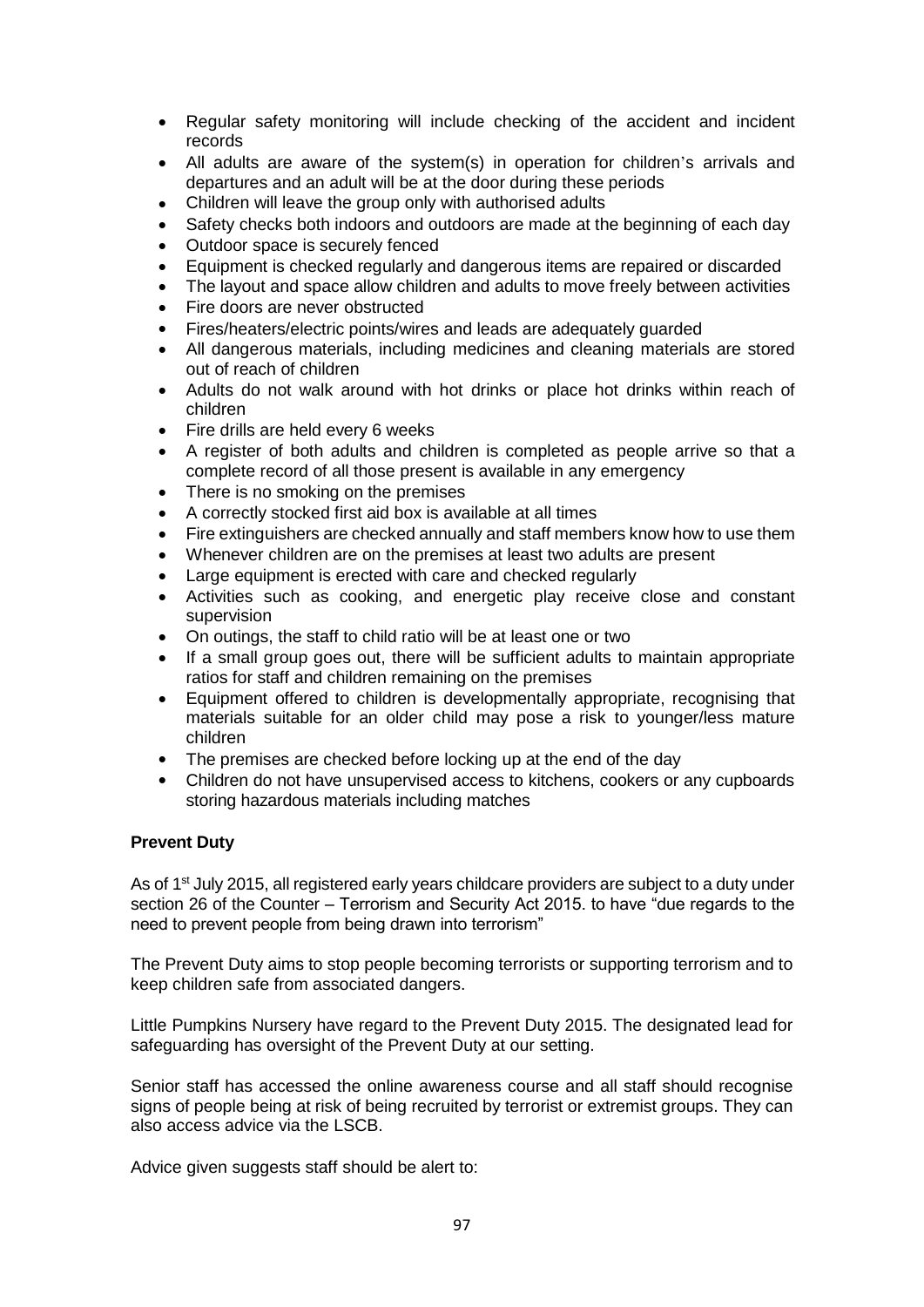- Regular safety monitoring will include checking of the accident and incident records
- All adults are aware of the system(s) in operation for children's arrivals and departures and an adult will be at the door during these periods
- Children will leave the group only with authorised adults
- Safety checks both indoors and outdoors are made at the beginning of each day
- Outdoor space is securely fenced
- Equipment is checked regularly and dangerous items are repaired or discarded
- The layout and space allow children and adults to move freely between activities
- Fire doors are never obstructed
- Fires/heaters/electric points/wires and leads are adequately guarded
- All dangerous materials, including medicines and cleaning materials are stored out of reach of children
- Adults do not walk around with hot drinks or place hot drinks within reach of children
- Fire drills are held every 6 weeks
- A register of both adults and children is completed as people arrive so that a complete record of all those present is available in any emergency
- There is no smoking on the premises
- A correctly stocked first aid box is available at all times
- Fire extinguishers are checked annually and staff members know how to use them
- Whenever children are on the premises at least two adults are present
- Large equipment is erected with care and checked regularly
- Activities such as cooking, and energetic play receive close and constant supervision
- On outings, the staff to child ratio will be at least one or two
- If a small group goes out, there will be sufficient adults to maintain appropriate ratios for staff and children remaining on the premises
- Equipment offered to children is developmentally appropriate, recognising that materials suitable for an older child may pose a risk to younger/less mature children
- The premises are checked before locking up at the end of the day
- Children do not have unsupervised access to kitchens, cookers or any cupboards storing hazardous materials including matches

**Prevent Duty**

As of 1st July 2015, all registered early years childcare providers are subject to a duty under section 26 of the Counter – Terrorism and Security Act 2015. to have "due regards to the need to prevent people from being drawn into terrorism"

The Prevent Duty aims to stop people becoming terrorists or supporting terrorism and to keep children safe from associated dangers.

Little Pumpkins Nursery have regard to the Prevent Duty 2015. The designated lead for safeguarding has oversight of the Prevent Duty at our setting.

Senior staff has accessed the online awareness course and all staff should recognise signs of people being at risk of being recruited by terrorist or extremist groups. They can also access advice via the LSCB.

Advice given suggests staff should be alert to: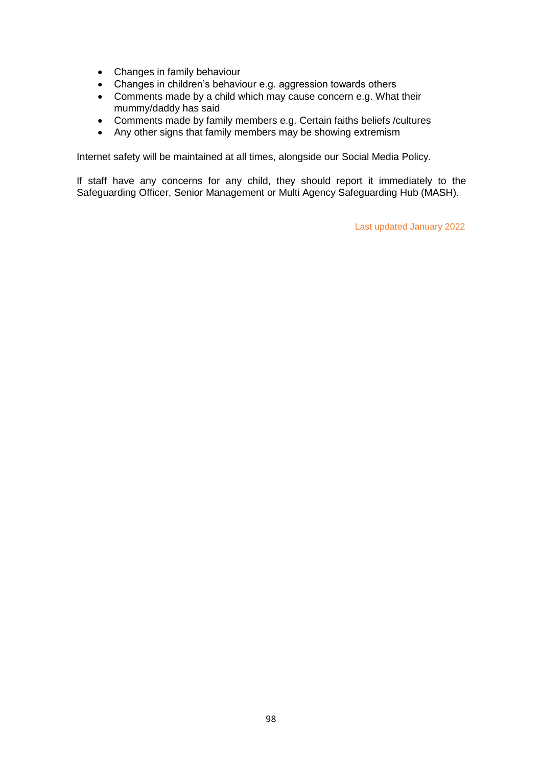- Changes in family behaviour
- Changes in children's behaviour e.g. aggression towards others
- Comments made by a child which may cause concern e.g. What their mummy/daddy has said
- Comments made by family members e.g. Certain faiths beliefs /cultures
- Any other signs that family members may be showing extremism

Internet safety will be maintained at all times, alongside our Social Media Policy.

If staff have any concerns for any child, they should report it immediately to the Safeguarding Officer, Senior Management or Multi Agency Safeguarding Hub (MASH).

Last updated January 2022